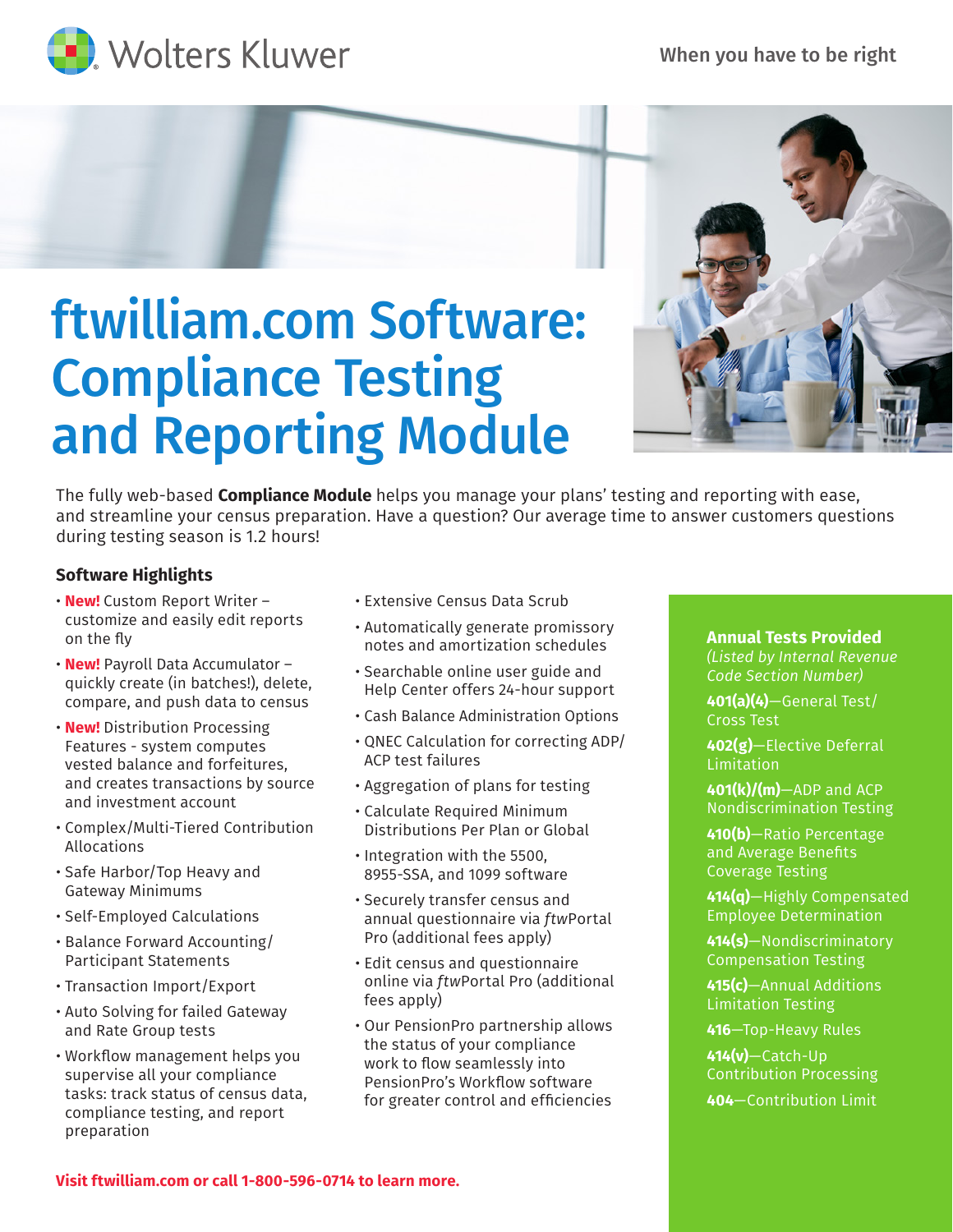Wolters Kluwer

When you have to be right

# ftwilliam.com Software: Compliance Testing and Reporting Module

The fully web-based **Compliance Module** helps you manage your plans' testing and reporting with ease, and streamline your census preparation. Have a question? Our average time to answer customers questions during testing season is 1.2 hours!

## Software Highlights

- **New!** Custom Report Writer – customize and easily edit reports on the fly
- **New!** Payroll Data Accumulator – quickly create (in batches!), delete, compare, and push data to census
- **New!** Distribution Processing Features - system computes vested balance and forfeitures, and creates transactions by source and investment account
- Complex/Multi-Tiered Contribution Allocations
- Safe Harbor/Top Heavy and Gateway Minimums
- Self-Employed Calculations
- Balance Forward Accounting/ Participant Statements
- Transaction Import/Export
- Auto Solving for failed Gateway and Rate Group tests
- Workflow management helps you supervise all your compliance tasks: track status of census data, compliance testing, and report preparation
- Extensive Census Data Scrub
- Automatically generate promissory notes and amortization schedules
- Searchable online user guide and Help Center offers 24-hour support
- Cash Balance Administration Options
- QNEC Calculation for correcting ADP/ ACP test failures
- Aggregation of plans for testing
- Calculate Required Minimum Distributions Per Plan or Global
- Integration with the 5500, 8955-SSA, and 1099 software
- Securely transfer census and annual questionnaire via *ftw*Portal Pro (additional fees apply)
- Edit census and questionnaire online via *ftw*Portal Pro (additional fees apply)
- Our PensionPro partnership allows the status of your compliance work to flow seamlessly into PensionPro's Workflow software for greater control and efficiencies

### Annual Tests Provided

*(Listed by Internal Revenue Code Section Number)*

**401(a)(4)**—General Test/ Cross Test

**402(g)**—Elective Deferral Limitation

**401(k)/(m)**—ADP and ACP Nondiscrimination Testing

**410(b)**—Ratio Percentage and Average Benefits Coverage Testing

**414(q)**—Highly Compensated Employee Determination

**414(s)**—Nondiscriminatory Compensation Testing

**415(c)**—Annual Additions Limitation Testing

**416**—Top-Heavy Rules

**414(v)**—Catch-Up Contribution Processing

**404**—Contribution Limit

**Visit ftwilliam.com or call 1-800-596-0714 to learn more.**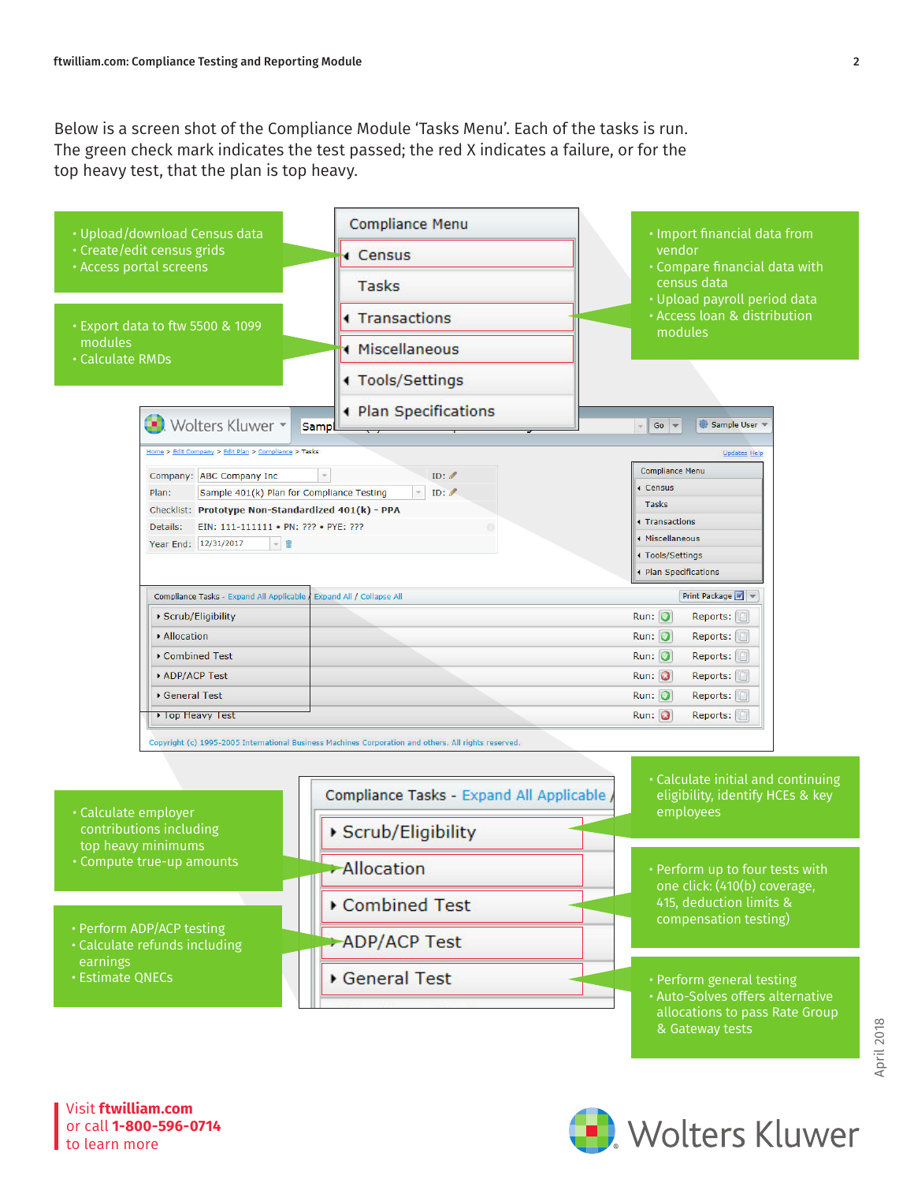Below is a screen shot of the Compliance Module 'Tasks Menu'. Each of the tasks is run. The green check mark indicates the test passed; the red X indicates a failure, or for the top heavy test, that the plan is top heavy.

- Upload/download Census data
- Create/edit census grids
- Access portal screens

- Export data to ftw 5500 & 1099 modules
- Calculate RMDs

Compliance Menu

- Census
- Tasks
- Transactions
- Miscellaneous
- Tools/Settings
- Plan Specifications

- Import financial data from vendor
- Compare financial data with census data
- Upload payroll period data
- Access loan & distribution modules

Wolters Kluwer

Home > Edit Company > Edit Plan > Compliance > Tasks

Company: ABC Company Inc

Plan: Sample 401(k) Plan for Compliance Testing

Checklist: Prototype Non-Standardized 401(k) - PPA

Details: EIN: 111-111111 • PN: ??? • PYE: ???

Year End: 12/31/2017

Compliance Tasks - Expand All Applicable / Expand All / Collapse All

| Task | Run | Reports |
|---|---|---|
| Scrub/Eligibility | Run: | Reports: |
| Allocation | Run: | Reports: |
| Combined Test | Run: | Reports: |
| ADP/ACP Test | Run: | Reports: |
| General Test | Run: | Reports: |
| Top Heavy Test | Run: | Reports: |

Copyright (c) 1995-2005 International Business Machines Corporation and others. All rights reserved.

- Calculate employer contributions including top heavy minimums
- Compute true-up amounts

- Perform ADP/ACP testing
- Calculate refunds including earnings
- Estimate QNECs

Compliance Tasks - Expand All Applicable

- Scrub/Eligibility
- Allocation
- Combined Test
- ADP/ACP Test
- General Test

- Calculate initial and continuing eligibility, identify HCEs & key employees

- Perform up to four tests with one click: (410(b) coverage, 415, deduction limits & compensation testing)

- Perform general testing
- Auto-Solves offers alternative allocations to pass Rate Group & Gateway tests

April 2018

Visit **ftwilliam.com**
or call **1-800-596-0714**
to learn more

Wolters Kluwer